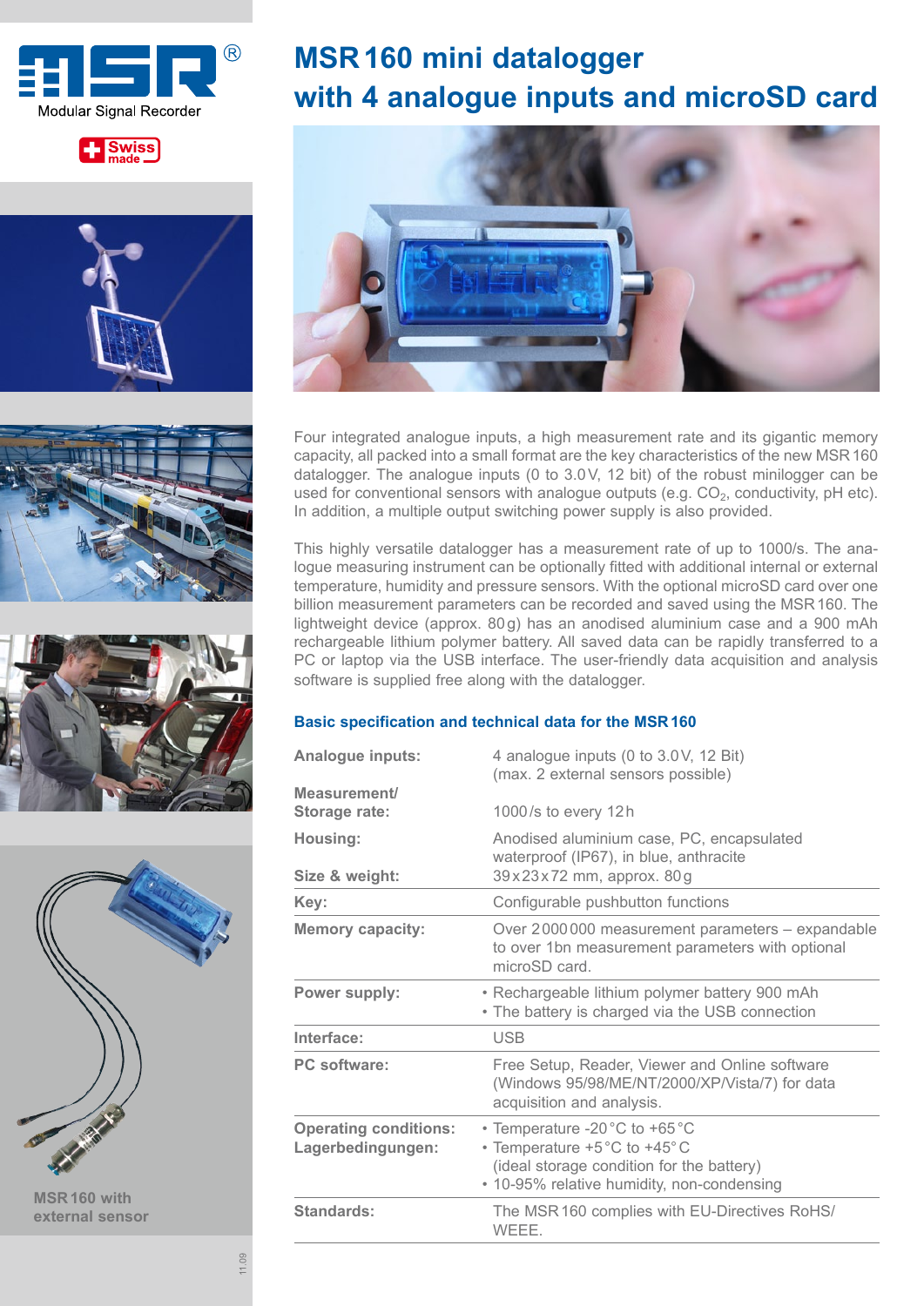Modular Signal Recorder

Swiss made

# MSR 160 mini datalogger with 4 analogue inputs and microSD card

Four integrated analogue inputs, a high measurement rate and its gigantic memory capacity, all packed into a small format are the key characteristics of the new MSR 160 datalogger. The analogue inputs (0 to 3.0 V, 12 bit) of the robust minilogger can be used for conventional sensors with analogue outputs (e.g. $CO_2$, conductivity, pH etc). In addition, a multiple output switching power supply is also provided.

This highly versatile datalogger has a measurement rate of up to 1000/s. The analogue measuring instrument can be optionally fitted with additional internal or external temperature, humidity and pressure sensors. With the optional microSD card over one billion measurement parameters can be recorded and saved using the MSR 160. The lightweight device (approx. 80 g) has an anodised aluminium case and a 900 mAh rechargeable lithium polymer battery. All saved data can be rapidly transferred to a PC or laptop via the USB interface. The user-friendly data acquisition and analysis software is supplied free along with the datalogger.

### Basic specification and technical data for the MSR 160

| | |
|---|---|
| **Analogue inputs:** | 4 analogue inputs (0 to 3.0 V, 12 Bit) (max. 2 external sensors possible) |
| **Measurement/ Storage rate:** | 1000/s to every 12 h |
| **Housing:** | Anodised aluminium case, PC, encapsulated waterproof (IP67), in blue, anthracite |
| **Size & weight:** | 39 x 23 x 72 mm, approx. 80 g |
| **Key:** | Configurable pushbutton functions |
| **Memory capacity:** | Over 2 000 000 measurement parameters – expandable to over 1bn measurement parameters with optional microSD card. |
| **Power supply:** | • Rechargeable lithium polymer battery 900 mAh<br>• The battery is charged via the USB connection |
| **Interface:** | USB |
| **PC software:** | Free Setup, Reader, Viewer and Online software (Windows 95/98/ME/NT/2000/XP/Vista/7) for data acquisition and analysis. |
| **Operating conditions: Lagerbedingungen:** | • Temperature -20 °C to +65 °C<br>• Temperature +5 °C to +45° C (ideal storage condition for the battery)<br>• 10-95% relative humidity, non-condensing |
| **Standards:** | The MSR 160 complies with EU-Directives RoHS/ WEEE. |

MSR 160 with external sensor

11.09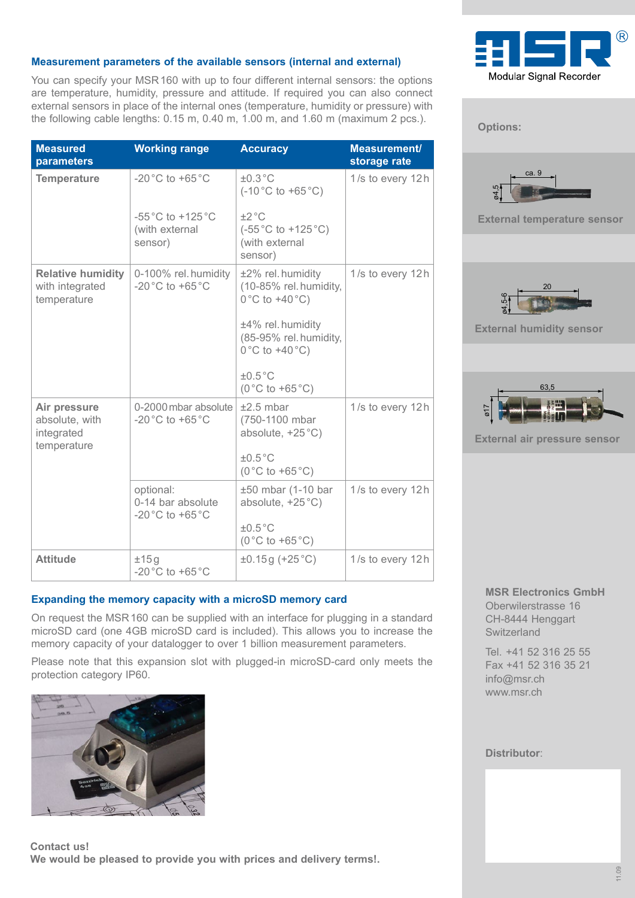### Measurement parameters of the available sensors (internal and external)

You can specify your MSR 160 with up to four different internal sensors: the options are temperature, humidity, pressure and attitude. If required you can also connect external sensors in place of the internal ones (temperature, humidity or pressure) with the following cable lengths: 0.15 m, 0.40 m, 1.00 m, and 1.60 m (maximum 2 pcs.).

| Measured parameters | Working range | Accuracy | Measurement/ storage rate |
|---|---|---|---|
| **Temperature** | -20 °C to +65 °C<br><br>-55 °C to +125 °C (with external sensor) | ±0.3 °C (-10 °C to +65 °C)<br><br>±2 °C (-55 °C to +125 °C) (with external sensor) | 1 /s to every 12 h |
| **Relative humidity** with integrated temperature | 0-100% rel. humidity<br>-20 °C to +65 °C | ±2% rel. humidity (10-85% rel. humidity, 0 °C to +40 °C)<br><br>±4% rel. humidity (85-95% rel. humidity, 0 °C to +40 °C)<br><br>±0.5 °C (0 °C to +65 °C) | 1 /s to every 12 h |
| **Air pressure** absolute, with integrated temperature | 0-2000 mbar absolute<br>-20 °C to +65 °C | ±2.5 mbar (750-1100 mbar absolute, +25 °C)<br><br>±0.5 °C (0 °C to +65 °C) | 1 /s to every 12 h |
| | optional:<br>0-14 bar absolute<br>-20 °C to +65 °C | ±50 mbar (1-10 bar absolute, +25 °C)<br><br>±0.5 °C (0 °C to +65 °C) | 1 /s to every 12 h |
| **Attitude** | ±15 g<br>-20 °C to +65 °C | ±0.15 g (+25 °C) | 1 /s to every 12 h |

### Expanding the memory capacity with a microSD memory card

On request the MSR 160 can be supplied with an interface for plugging in a standard microSD card (one 4GB microSD card is included). This allows you to increase the memory capacity of your datalogger to over 1 billion measurement parameters.

Please note that this expansion slot with plugged-in microSD-card only meets the protection category IP60.

**Contact us!**
**We would be pleased to provide you with prices and delivery terms!.**

Modular Signal Recorder

**Options:**

ca. 9
ø4,5
**External temperature sensor**

20
ø4,5-6
**External humidity sensor**

63,5
ø17
**External air pressure sensor**

**MSR Electronics GmbH**
Oberwilerstrasse 16
CH-8444 Henggart
Switzerland

Tel. +41 52 316 25 55
Fax +41 52 316 35 21
info@msr.ch
www.msr.ch

**Distributor**:

11.09